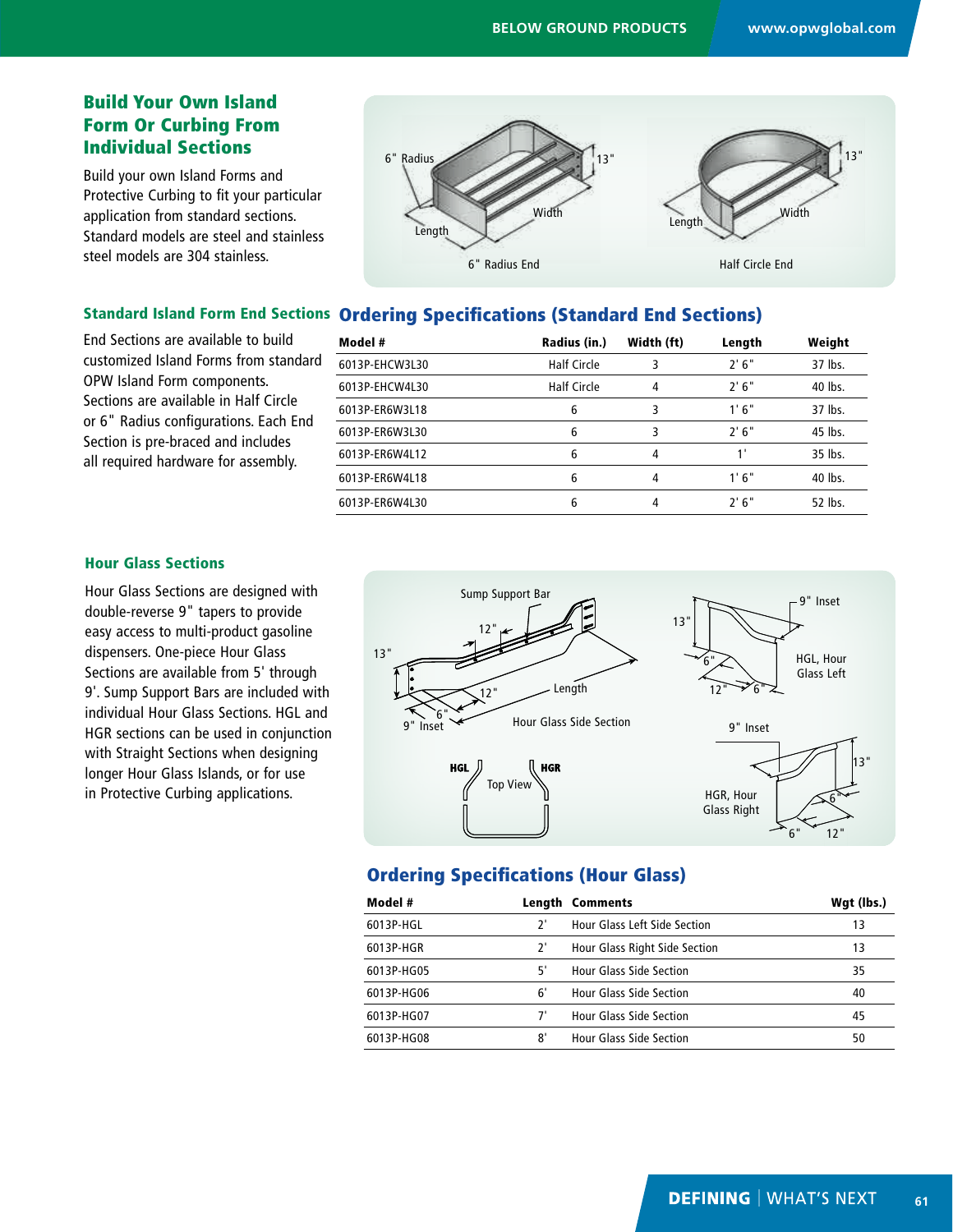## Build Your Own Island Form Or Curbing From Individual Sections

Build your own Island Forms and Protective Curbing to fit your particular application from standard sections. Standard models are steel and stainless steel models are 304 stainless.

### Standard Island Form End Sections

End Sections are available to build customized Island Forms from standard OPW Island Form components. Sections are available in Half Circle or 6" Radius configurations. Each End Section is pre-braced and includes all required hardware for assembly.

### Ordering Specifications (Standard End Sections)

| Model # | Radius (in.) | Width (ft) | Length | Weight |
|---|---|---|---|---|
| 6013P-EHCW3L30 | Half Circle | 3 | 2' 6" | 37 lbs. |
| 6013P-EHCW4L30 | Half Circle | 4 | 2' 6" | 40 lbs. |
| 6013P-ER6W3L18 | 6 | 3 | 1' 6" | 37 lbs. |
| 6013P-ER6W3L30 | 6 | 3 | 2' 6" | 45 lbs. |
| 6013P-ER6W4L12 | 6 | 4 | 1' | 35 lbs. |
| 6013P-ER6W4L18 | 6 | 4 | 1' 6" | 40 lbs. |
| 6013P-ER6W4L30 | 6 | 4 | 2' 6" | 52 lbs. |

### Hour Glass Sections

Hour Glass Sections are designed with double-reverse 9" tapers to provide easy access to multi-product gasoline dispensers. One-piece Hour Glass Sections are available from 5' through 9'. Sump Support Bars are included with individual Hour Glass Sections. HGL and HGR sections can be used in conjunction with Straight Sections when designing longer Hour Glass Islands, or for use in Protective Curbing applications.

### Ordering Specifications (Hour Glass)

| Model # | Length | Comments | Wgt (lbs.) |
|---|---|---|---|
| 6013P-HGL | 2' | Hour Glass Left Side Section | 13 |
| 6013P-HGR | 2' | Hour Glass Right Side Section | 13 |
| 6013P-HG05 | 5' | Hour Glass Side Section | 35 |
| 6013P-HG06 | 6' | Hour Glass Side Section | 40 |
| 6013P-HG07 | 7' | Hour Glass Side Section | 45 |
| 6013P-HG08 | 8' | Hour Glass Side Section | 50 |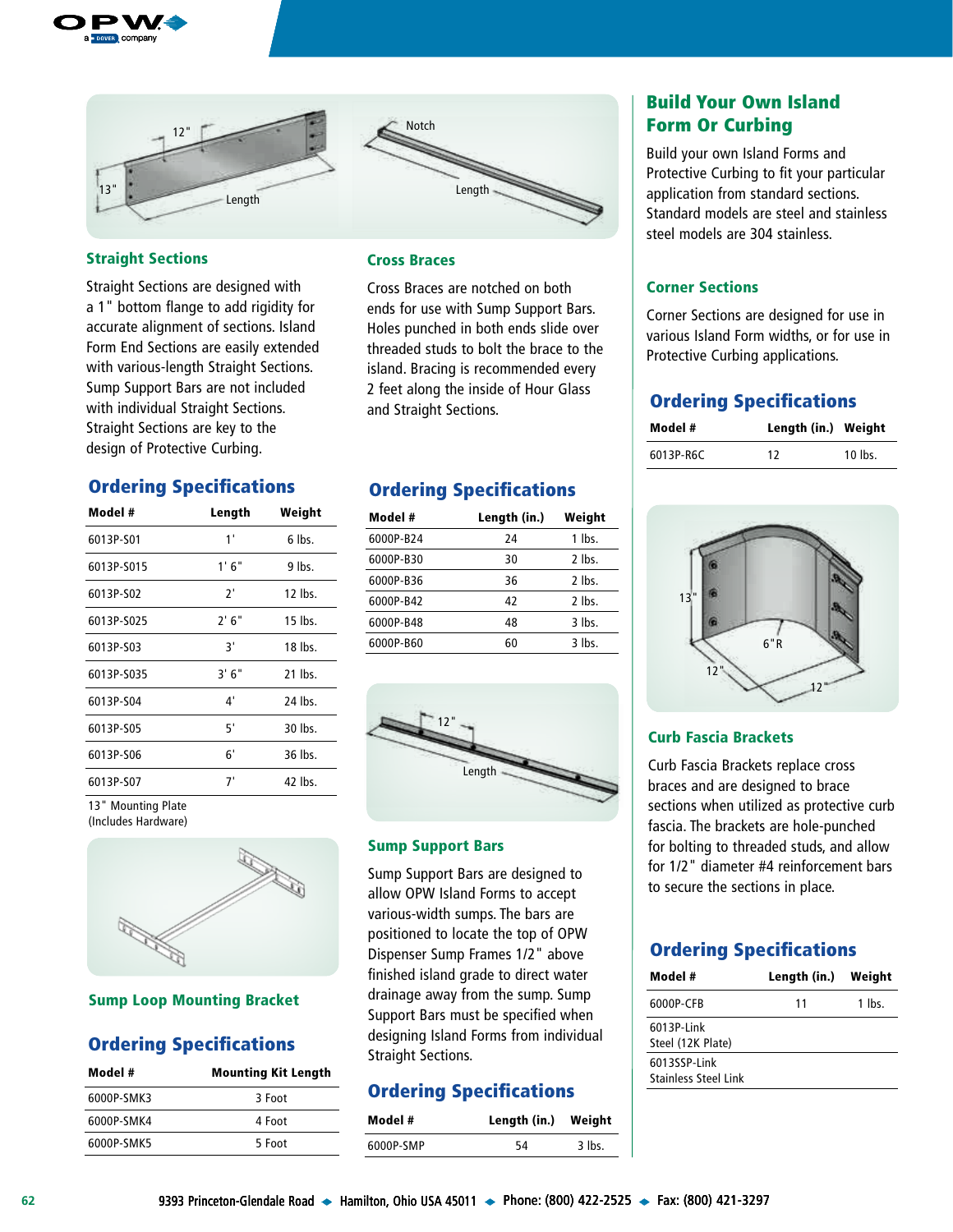## Straight Sections

Straight Sections are designed with a 1" bottom flange to add rigidity for accurate alignment of sections. Island Form End Sections are easily extended with various-length Straight Sections. Sump Support Bars are not included with individual Straight Sections. Straight Sections are key to the design of Protective Curbing.

### Ordering Specifications

| Model # | Length | Weight |
|---|---|---|
| 6013P-S01 | 1' | 6 lbs. |
| 6013P-S015 | 1' 6" | 9 lbs. |
| 6013P-S02 | 2' | 12 lbs. |
| 6013P-S025 | 2' 6" | 15 lbs. |
| 6013P-S03 | 3' | 18 lbs. |
| 6013P-S035 | 3' 6" | 21 lbs. |
| 6013P-S04 | 4' | 24 lbs. |
| 6013P-S05 | 5' | 30 lbs. |
| 6013P-S06 | 6' | 36 lbs. |
| 6013P-S07 | 7' | 42 lbs. |

13" Mounting Plate (Includes Hardware)

## Sump Loop Mounting Bracket

### Ordering Specifications

| Model # | Mounting Kit Length |
|---|---|
| 6000P-SMK3 | 3 Foot |
| 6000P-SMK4 | 4 Foot |
| 6000P-SMK5 | 5 Foot |

## Cross Braces

Cross Braces are notched on both ends for use with Sump Support Bars. Holes punched in both ends slide over threaded studs to bolt the brace to the island. Bracing is recommended every 2 feet along the inside of Hour Glass and Straight Sections.

### Ordering Specifications

| Model # | Length (in.) | Weight |
|---|---|---|
| 6000P-B24 | 24 | 1 lbs. |
| 6000P-B30 | 30 | 2 lbs. |
| 6000P-B36 | 36 | 2 lbs. |
| 6000P-B42 | 42 | 2 lbs. |
| 6000P-B48 | 48 | 3 lbs. |
| 6000P-B60 | 60 | 3 lbs. |

## Sump Support Bars

Sump Support Bars are designed to allow OPW Island Forms to accept various-width sumps. The bars are positioned to locate the top of OPW Dispenser Sump Frames 1/2" above finished island grade to direct water drainage away from the sump. Sump Support Bars must be specified when designing Island Forms from individual Straight Sections.

### Ordering Specifications

| Model # | Length (in.) | Weight |
|---|---|---|
| 6000P-SMP | 54 | 3 lbs. |

## Build Your Own Island Form Or Curbing

Build your own Island Forms and Protective Curbing to fit your particular application from standard sections. Standard models are steel and stainless steel models are 304 stainless.

## Corner Sections

Corner Sections are designed for use in various Island Form widths, or for use in Protective Curbing applications.

### Ordering Specifications

| Model # | Length (in.) | Weight |
|---|---|---|
| 6013P-R6C | 12 | 10 lbs. |

## Curb Fascia Brackets

Curb Fascia Brackets replace cross braces and are designed to brace sections when utilized as protective curb fascia. The brackets are hole-punched for bolting to threaded studs, and allow for 1/2" diameter #4 reinforcement bars to secure the sections in place.

### Ordering Specifications

| Model # | Length (in.) | Weight |
|---|---|---|
| 6000P-CFB | 11 | 1 lbs. |
| 6013P-Link Steel (12K Plate) | | |
| 6013SSP-Link Stainless Steel Link | | |

9393 Princeton-Glendale Road ◆ Hamilton, Ohio USA 45011 ◆ Phone: (800) 422-2525 ◆ Fax: (800) 421-3297